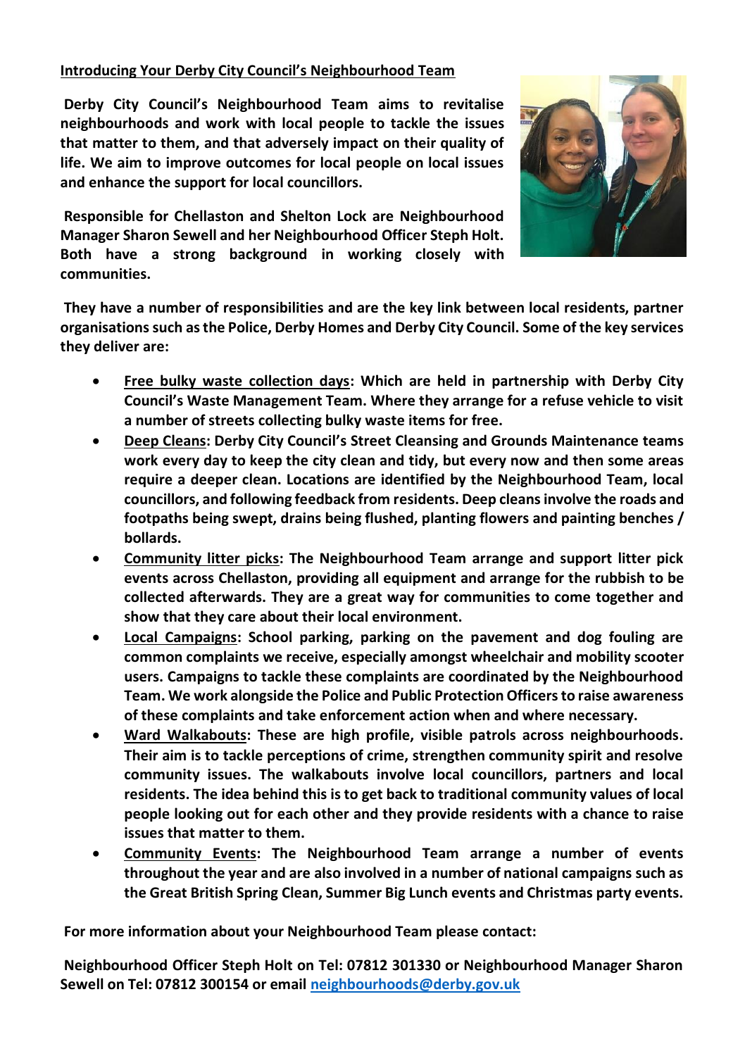## Introducing Your Derby City Council's Neighbourhood Team

**Derby City Council's Neighbourhood Team aims to revitalise neighbourhoods and work with local people to tackle the issues that matter to them, and that adversely impact on their quality of life. We aim to improve outcomes for local people on local issues and enhance the support for local councillors.**

**Responsible for Chellaston and Shelton Lock are Neighbourhood Manager Sharon Sewell and her Neighbourhood Officer Steph Holt. Both have a strong background in working closely with communities.**

**They have a number of responsibilities and are the key link between local residents, partner organisations such as the Police, Derby Homes and Derby City Council. Some of the key services they deliver are:**

- **Free bulky waste collection days: Which are held in partnership with Derby City Council's Waste Management Team. Where they arrange for a refuse vehicle to visit a number of streets collecting bulky waste items for free.**
- **Deep Cleans: Derby City Council's Street Cleansing and Grounds Maintenance teams work every day to keep the city clean and tidy, but every now and then some areas require a deeper clean. Locations are identified by the Neighbourhood Team, local councillors, and following feedback from residents. Deep cleans involve the roads and footpaths being swept, drains being flushed, planting flowers and painting benches / bollards.**
- **Community litter picks: The Neighbourhood Team arrange and support litter pick events across Chellaston, providing all equipment and arrange for the rubbish to be collected afterwards. They are a great way for communities to come together and show that they care about their local environment.**
- **Local Campaigns: School parking, parking on the pavement and dog fouling are common complaints we receive, especially amongst wheelchair and mobility scooter users. Campaigns to tackle these complaints are coordinated by the Neighbourhood Team. We work alongside the Police and Public Protection Officers to raise awareness of these complaints and take enforcement action when and where necessary.**
- **Ward Walkabouts: These are high profile, visible patrols across neighbourhoods. Their aim is to tackle perceptions of crime, strengthen community spirit and resolve community issues. The walkabouts involve local councillors, partners and local residents. The idea behind this is to get back to traditional community values of local people looking out for each other and they provide residents with a chance to raise issues that matter to them.**
- **Community Events: The Neighbourhood Team arrange a number of events throughout the year and are also involved in a number of national campaigns such as the Great British Spring Clean, Summer Big Lunch events and Christmas party events.**

**For more information about your Neighbourhood Team please contact:**

**Neighbourhood Officer Steph Holt on Tel: 07812 301330 or Neighbourhood Manager Sharon Sewell on Tel: 07812 300154 or email neighbourhoods@derby.gov.uk**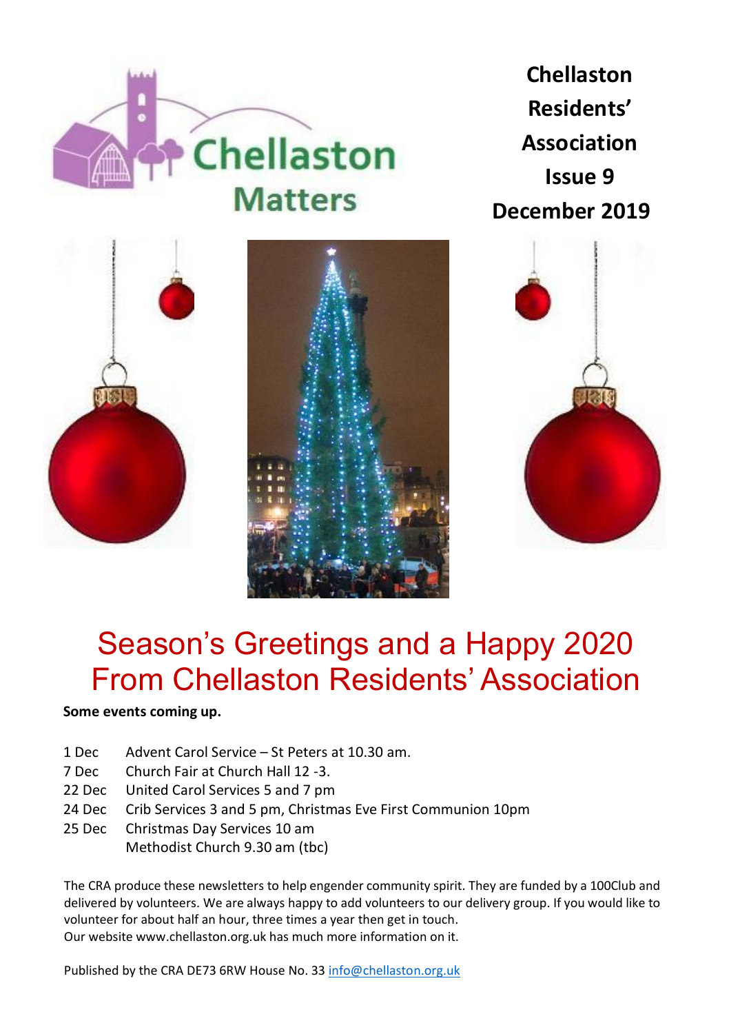Chellaston Matters

**Chellaston Residents' Association Issue 9 December 2019**

# Season's Greetings and a Happy 2020 From Chellaston Residents' Association

**Some events coming up.**

| | |
|---|---|
| 1 Dec | Advent Carol Service – St Peters at 10.30 am. |
| 7 Dec | Church Fair at Church Hall 12 -3. |
| 22 Dec | United Carol Services 5 and 7 pm |
| 24 Dec | Crib Services 3 and 5 pm, Christmas Eve First Communion 10pm |
| 25 Dec | Christmas Day Services 10 am<br>Methodist Church 9.30 am (tbc) |

The CRA produce these newsletters to help engender community spirit. They are funded by a 100Club and delivered by volunteers. We are always happy to add volunteers to our delivery group. If you would like to volunteer for about half an hour, three times a year then get in touch.
Our website www.chellaston.org.uk has much more information on it.

Published by the CRA DE73 6RW House No. 33 info@chellaston.org.uk